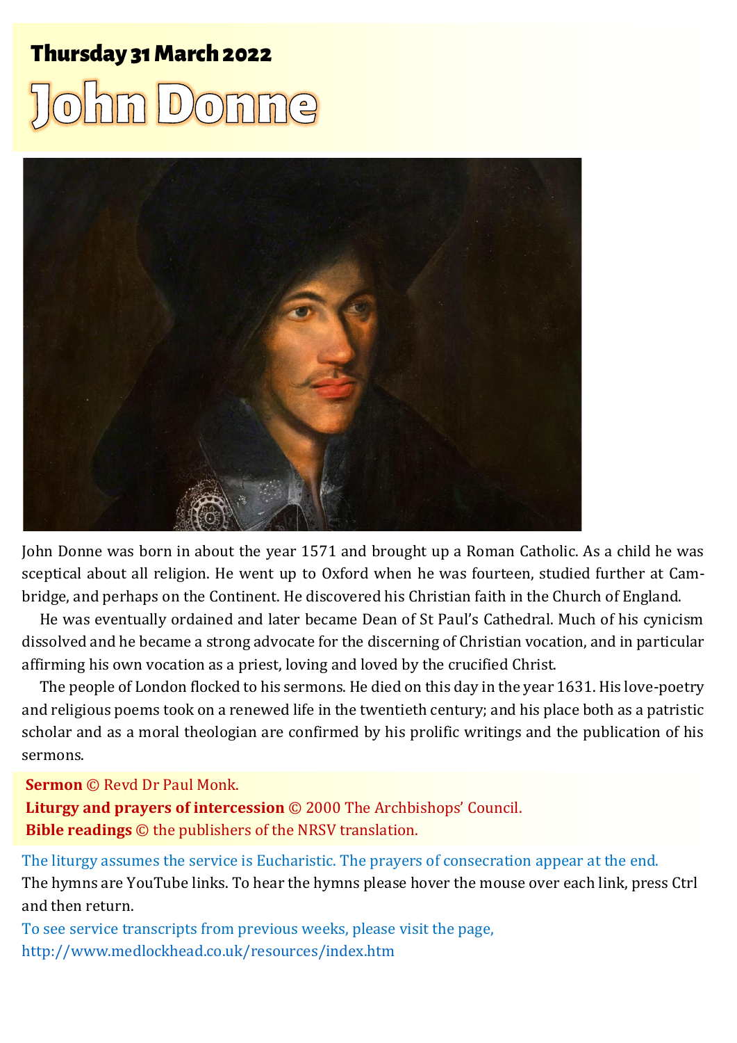## Thursday 31 March 2022

# John Donne

John Donne was born in about the year 1571 and brought up a Roman Catholic. As a child he was sceptical about all religion. He went up to Oxford when he was fourteen, studied further at Cambridge, and perhaps on the Continent. He discovered his Christian faith in the Church of England.

He was eventually ordained and later became Dean of St Paul's Cathedral. Much of his cynicism dissolved and he became a strong advocate for the discerning of Christian vocation, and in particular affirming his own vocation as a priest, loving and loved by the crucified Christ.

The people of London flocked to his sermons. He died on this day in the year 1631. His love-poetry and religious poems took on a renewed life in the twentieth century; and his place both as a patristic scholar and as a moral theologian are confirmed by his prolific writings and the publication of his sermons.

**Sermon** © Revd Dr Paul Monk.
**Liturgy and prayers of intercession** © 2000 The Archbishops' Council.
**Bible readings** © the publishers of the NRSV translation.

The liturgy assumes the service is Eucharistic. The prayers of consecration appear at the end.

The hymns are YouTube links. To hear the hymns please hover the mouse over each link, press Ctrl and then return.

To see service transcripts from previous weeks, please visit the page, http://www.medlockhead.co.uk/resources/index.htm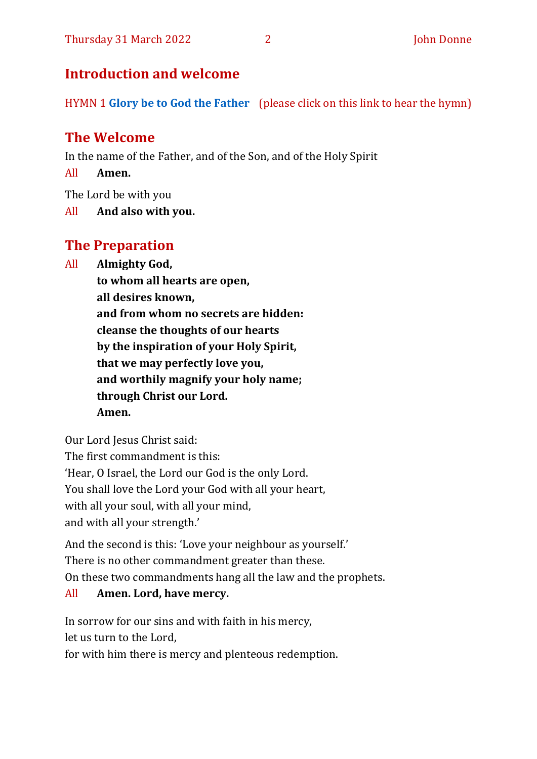## Introduction and welcome

HYMN 1 **Glory be to God the Father** (please click on this link to hear the hymn)

## The Welcome

In the name of the Father, and of the Son, and of the Holy Spirit

All **Amen.**

The Lord be with you

All **And also with you.**

## The Preparation

All **Almighty God,**
**to whom all hearts are open,**
**all desires known,**
**and from whom no secrets are hidden:**
**cleanse the thoughts of our hearts**
**by the inspiration of your Holy Spirit,**
**that we may perfectly love you,**
**and worthily magnify your holy name;**
**through Christ our Lord.**
**Amen.**

Our Lord Jesus Christ said:
The first commandment is this:
'Hear, O Israel, the Lord our God is the only Lord.
You shall love the Lord your God with all your heart,
with all your soul, with all your mind,
and with all your strength.'

And the second is this: 'Love your neighbour as yourself.'
There is no other commandment greater than these.
On these two commandments hang all the law and the prophets.

All **Amen. Lord, have mercy.**

In sorrow for our sins and with faith in his mercy,
let us turn to the Lord,
for with him there is mercy and plenteous redemption.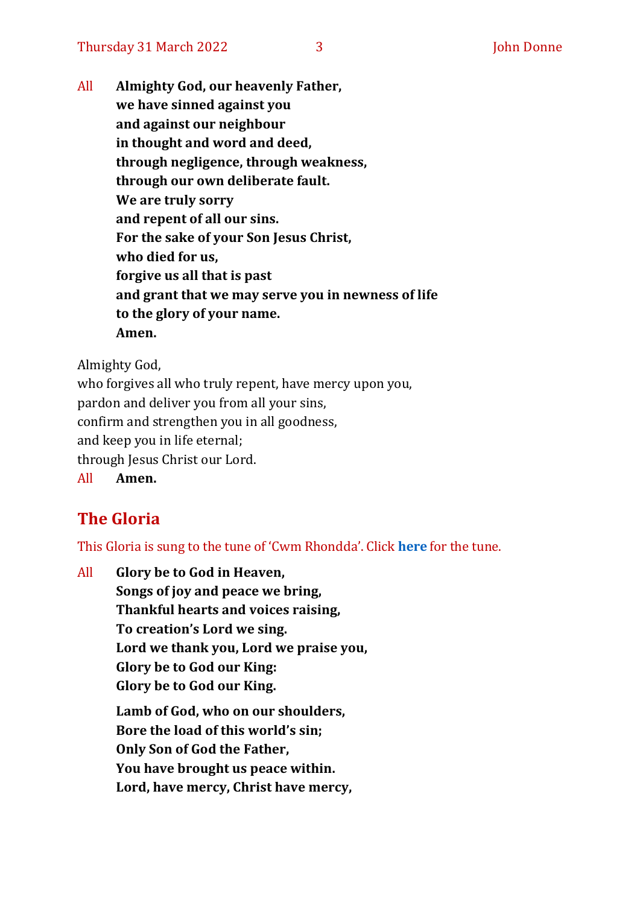All **Almighty God, our heavenly Father,**
**we have sinned against you**
**and against our neighbour**
**in thought and word and deed,**
**through negligence, through weakness,**
**through our own deliberate fault.**
**We are truly sorry**
**and repent of all our sins.**
**For the sake of your Son Jesus Christ,**
**who died for us,**
**forgive us all that is past**
**and grant that we may serve you in newness of life**
**to the glory of your name.**
**Amen.**

Almighty God,
who forgives all who truly repent, have mercy upon you,
pardon and deliver you from all your sins,
confirm and strengthen you in all goodness,
and keep you in life eternal;
through Jesus Christ our Lord.
All **Amen.**

## The Gloria

This Gloria is sung to the tune of 'Cwm Rhondda'. Click **here** for the tune.

All **Glory be to God in Heaven,**
**Songs of joy and peace we bring,**
**Thankful hearts and voices raising,**
**To creation's Lord we sing.**
**Lord we thank you, Lord we praise you,**
**Glory be to God our King:**
**Glory be to God our King.**

**Lamb of God, who on our shoulders,**
**Bore the load of this world's sin;**
**Only Son of God the Father,**
**You have brought us peace within.**
**Lord, have mercy, Christ have mercy,**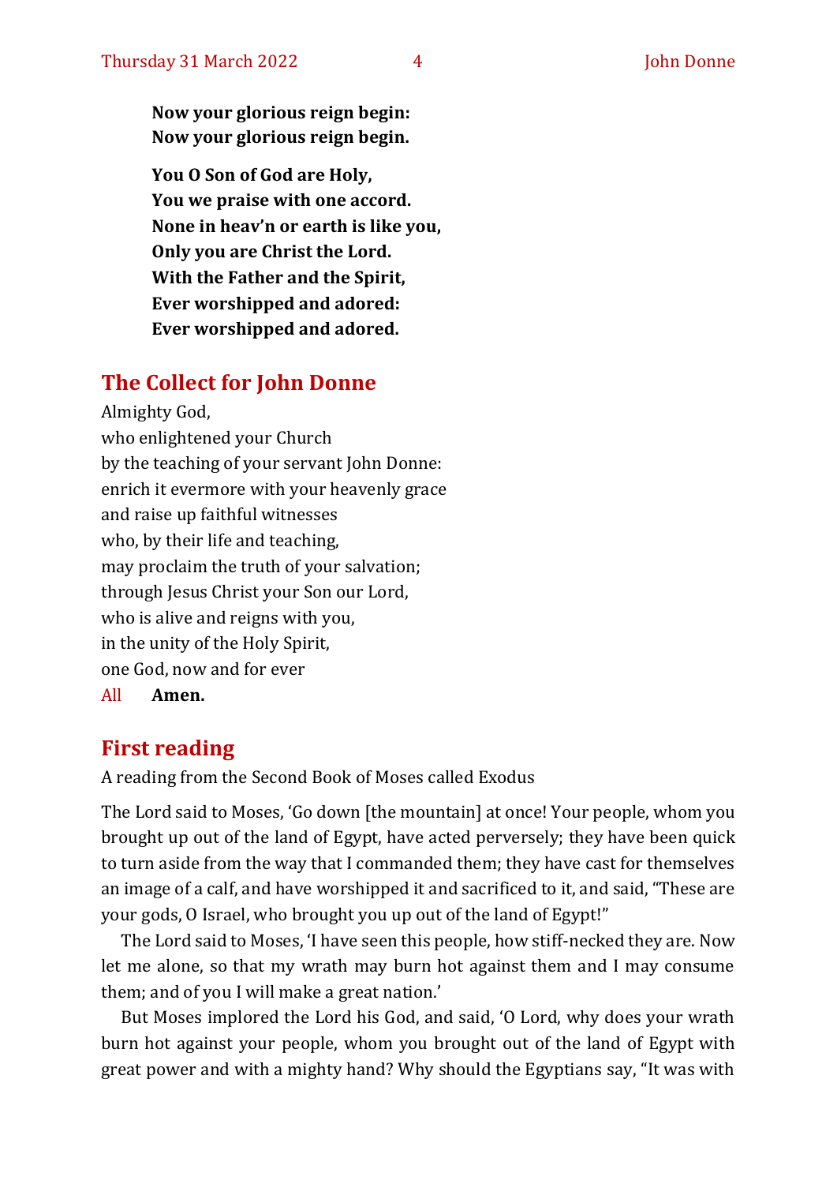**Now your glorious reign begin:**
**Now your glorious reign begin.**

**You O Son of God are Holy,**
**You we praise with one accord.**
**None in heav'n or earth is like you,**
**Only you are Christ the Lord.**
**With the Father and the Spirit,**
**Ever worshipped and adored:**
**Ever worshipped and adored.**

## The Collect for John Donne

Almighty God,
who enlightened your Church
by the teaching of your servant John Donne:
enrich it evermore with your heavenly grace
and raise up faithful witnesses
who, by their life and teaching,
may proclaim the truth of your salvation;
through Jesus Christ your Son our Lord,
who is alive and reigns with you,
in the unity of the Holy Spirit,
one God, now and for ever

All **Amen.**

## First reading

A reading from the Second Book of Moses called Exodus

The Lord said to Moses, 'Go down [the mountain] at once! Your people, whom you brought up out of the land of Egypt, have acted perversely; they have been quick to turn aside from the way that I commanded them; they have cast for themselves an image of a calf, and have worshipped it and sacrificed to it, and said, "These are your gods, O Israel, who brought you up out of the land of Egypt!"

The Lord said to Moses, 'I have seen this people, how stiff-necked they are. Now let me alone, so that my wrath may burn hot against them and I may consume them; and of you I will make a great nation.'

But Moses implored the Lord his God, and said, 'O Lord, why does your wrath burn hot against your people, whom you brought out of the land of Egypt with great power and with a mighty hand? Why should the Egyptians say, "It was with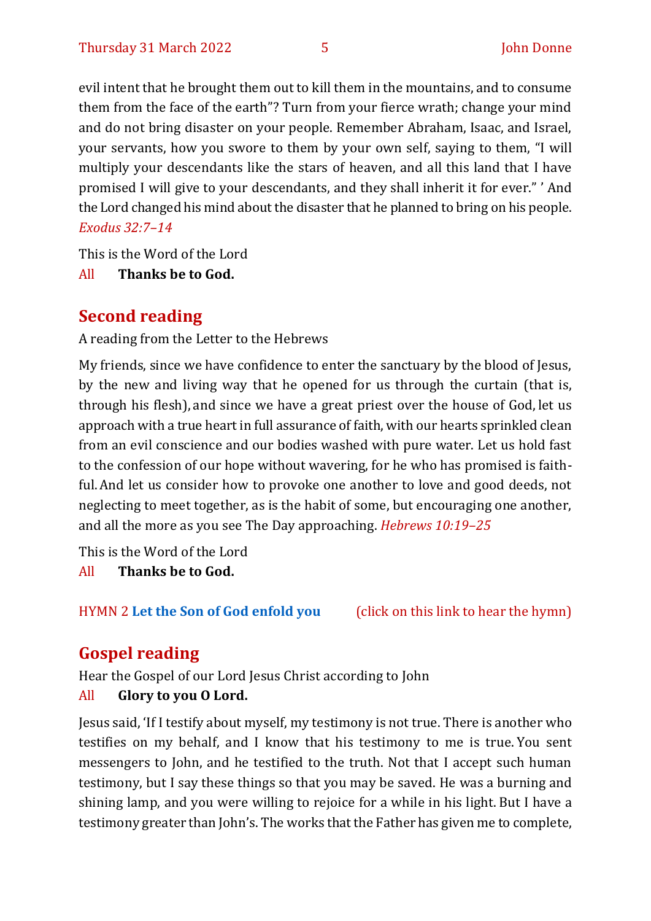evil intent that he brought them out to kill them in the mountains, and to consume them from the face of the earth"? Turn from your fierce wrath; change your mind and do not bring disaster on your people. Remember Abraham, Isaac, and Israel, your servants, how you swore to them by your own self, saying to them, "I will multiply your descendants like the stars of heaven, and all this land that I have promised I will give to your descendants, and they shall inherit it for ever." ' And the Lord changed his mind about the disaster that he planned to bring on his people. *Exodus 32:7–14*

This is the Word of the Lord

All **Thanks be to God.**

## Second reading

A reading from the Letter to the Hebrews

My friends, since we have confidence to enter the sanctuary by the blood of Jesus, by the new and living way that he opened for us through the curtain (that is, through his flesh), and since we have a great priest over the house of God, let us approach with a true heart in full assurance of faith, with our hearts sprinkled clean from an evil conscience and our bodies washed with pure water. Let us hold fast to the confession of our hope without wavering, for he who has promised is faithful. And let us consider how to provoke one another to love and good deeds, not neglecting to meet together, as is the habit of some, but encouraging one another, and all the more as you see The Day approaching. *Hebrews 10:19–25*

This is the Word of the Lord

All **Thanks be to God.**

HYMN 2 **Let the Son of God enfold you** (click on this link to hear the hymn)

## Gospel reading

Hear the Gospel of our Lord Jesus Christ according to John

All **Glory to you O Lord.**

Jesus said, 'If I testify about myself, my testimony is not true. There is another who testifies on my behalf, and I know that his testimony to me is true. You sent messengers to John, and he testified to the truth. Not that I accept such human testimony, but I say these things so that you may be saved. He was a burning and shining lamp, and you were willing to rejoice for a while in his light. But I have a testimony greater than John's. The works that the Father has given me to complete,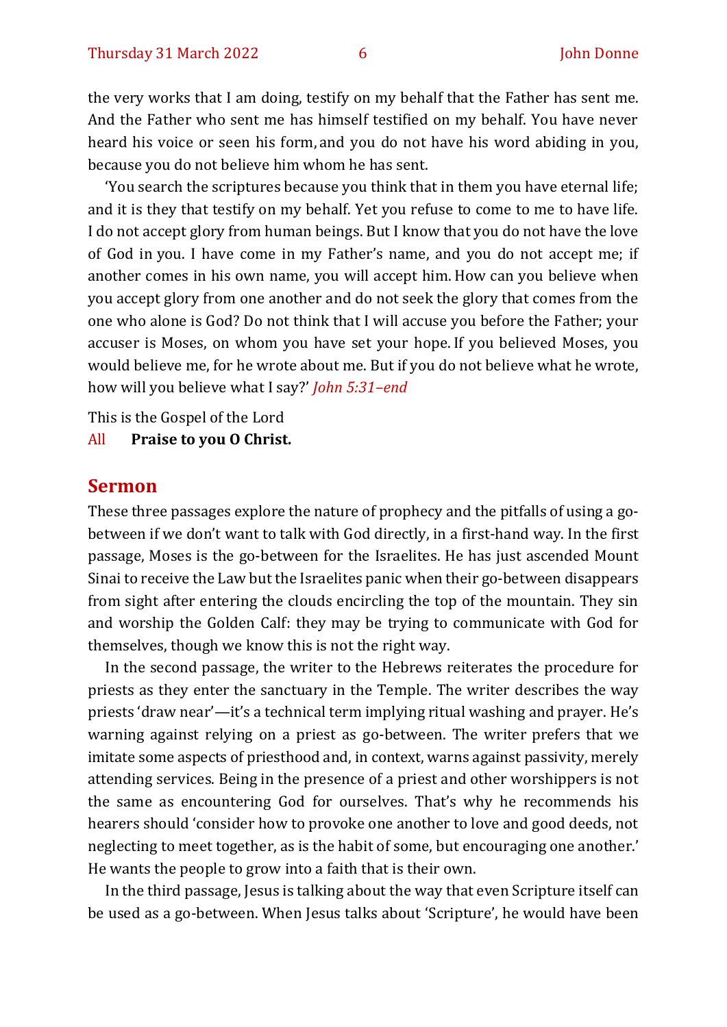the very works that I am doing, testify on my behalf that the Father has sent me. And the Father who sent me has himself testified on my behalf. You have never heard his voice or seen his form, and you do not have his word abiding in you, because you do not believe him whom he has sent.

'You search the scriptures because you think that in them you have eternal life; and it is they that testify on my behalf. Yet you refuse to come to me to have life. I do not accept glory from human beings. But I know that you do not have the love of God in you. I have come in my Father's name, and you do not accept me; if another comes in his own name, you will accept him. How can you believe when you accept glory from one another and do not seek the glory that comes from the one who alone is God? Do not think that I will accuse you before the Father; your accuser is Moses, on whom you have set your hope. If you believed Moses, you would believe me, for he wrote about me. But if you do not believe what he wrote, how will you believe what I say?' *John 5:31–end*

This is the Gospel of the Lord
All **Praise to you O Christ.**

## Sermon

These three passages explore the nature of prophecy and the pitfalls of using a go-between if we don't want to talk with God directly, in a first-hand way. In the first passage, Moses is the go-between for the Israelites. He has just ascended Mount Sinai to receive the Law but the Israelites panic when their go-between disappears from sight after entering the clouds encircling the top of the mountain. They sin and worship the Golden Calf: they may be trying to communicate with God for themselves, though we know this is not the right way.

In the second passage, the writer to the Hebrews reiterates the procedure for priests as they enter the sanctuary in the Temple. The writer describes the way priests 'draw near'—it's a technical term implying ritual washing and prayer. He's warning against relying on a priest as go-between. The writer prefers that we imitate some aspects of priesthood and, in context, warns against passivity, merely attending services. Being in the presence of a priest and other worshippers is not the same as encountering God for ourselves. That's why he recommends his hearers should 'consider how to provoke one another to love and good deeds, not neglecting to meet together, as is the habit of some, but encouraging one another.' He wants the people to grow into a faith that is their own.

In the third passage, Jesus is talking about the way that even Scripture itself can be used as a go-between. When Jesus talks about 'Scripture', he would have been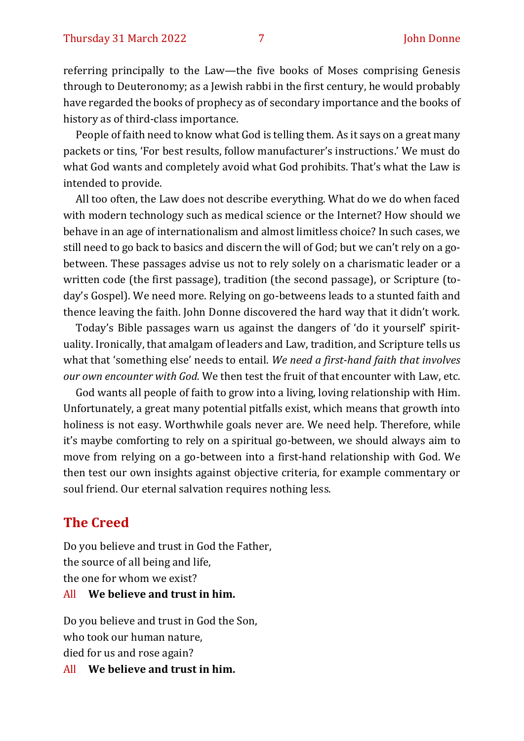referring principally to the Law—the five books of Moses comprising Genesis through to Deuteronomy; as a Jewish rabbi in the first century, he would probably have regarded the books of prophecy as of secondary importance and the books of history as of third-class importance.

People of faith need to know what God is telling them. As it says on a great many packets or tins, 'For best results, follow manufacturer's instructions.' We must do what God wants and completely avoid what God prohibits. That's what the Law is intended to provide.

All too often, the Law does not describe everything. What do we do when faced with modern technology such as medical science or the Internet? How should we behave in an age of internationalism and almost limitless choice? In such cases, we still need to go back to basics and discern the will of God; but we can't rely on a go-between. These passages advise us not to rely solely on a charismatic leader or a written code (the first passage), tradition (the second passage), or Scripture (today's Gospel). We need more. Relying on go-betweens leads to a stunted faith and thence leaving the faith. John Donne discovered the hard way that it didn't work.

Today's Bible passages warn us against the dangers of 'do it yourself' spirituality. Ironically, that amalgam of leaders and Law, tradition, and Scripture tells us what that 'something else' needs to entail. *We need a first-hand faith that involves our own encounter with God.* We then test the fruit of that encounter with Law, etc.

God wants all people of faith to grow into a living, loving relationship with Him. Unfortunately, a great many potential pitfalls exist, which means that growth into holiness is not easy. Worthwhile goals never are. We need help. Therefore, while it's maybe comforting to rely on a spiritual go-between, we should always aim to move from relying on a go-between into a first-hand relationship with God. We then test our own insights against objective criteria, for example commentary or soul friend. Our eternal salvation requires nothing less.

## The Creed

Do you believe and trust in God the Father,
the source of all being and life,
the one for whom we exist?

All **We believe and trust in him.**

Do you believe and trust in God the Son,
who took our human nature,
died for us and rose again?

All **We believe and trust in him.**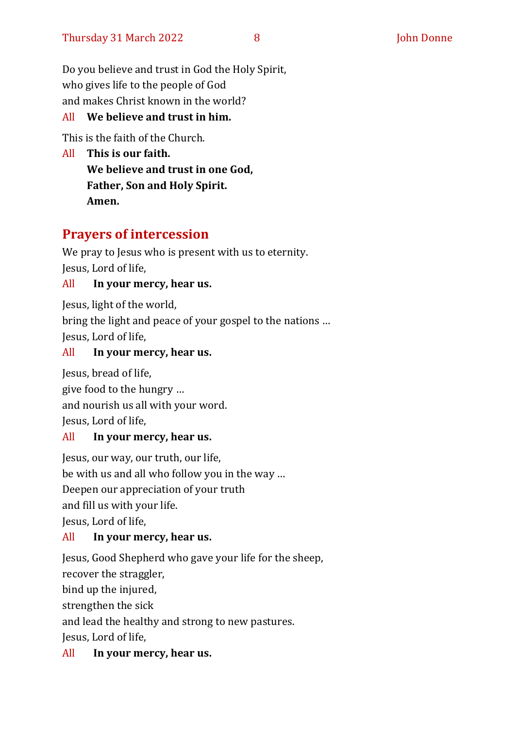Do you believe and trust in God the Holy Spirit,
who gives life to the people of God
and makes Christ known in the world?

All **We believe and trust in him.**

This is the faith of the Church.

All **This is our faith.**
**We believe and trust in one God,**
**Father, Son and Holy Spirit.**
**Amen.**

## Prayers of intercession

We pray to Jesus who is present with us to eternity.
Jesus, Lord of life,

All **In your mercy, hear us.**

Jesus, light of the world,
bring the light and peace of your gospel to the nations …
Jesus, Lord of life,

All **In your mercy, hear us.**

Jesus, bread of life,
give food to the hungry …
and nourish us all with your word.
Jesus, Lord of life,

All **In your mercy, hear us.**

Jesus, our way, our truth, our life,
be with us and all who follow you in the way …
Deepen our appreciation of your truth
and fill us with your life.
Jesus, Lord of life,

All **In your mercy, hear us.**

Jesus, Good Shepherd who gave your life for the sheep,
recover the straggler,
bind up the injured,
strengthen the sick
and lead the healthy and strong to new pastures.
Jesus, Lord of life,

All **In your mercy, hear us.**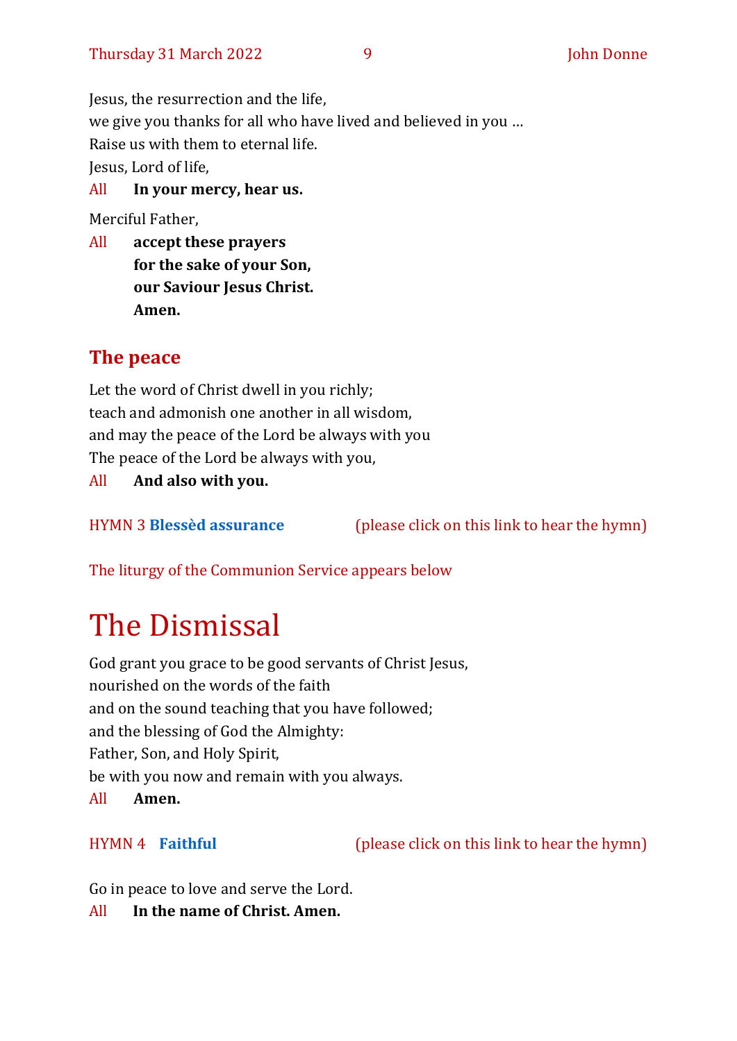Jesus, the resurrection and the life,
we give you thanks for all who have lived and believed in you …
Raise us with them to eternal life.
Jesus, Lord of life,

All **In your mercy, hear us.**

Merciful Father,

All **accept these prayers**
**for the sake of your Son,**
**our Saviour Jesus Christ.**
**Amen.**

## The peace

Let the word of Christ dwell in you richly;
teach and admonish one another in all wisdom,
and may the peace of the Lord be always with you
The peace of the Lord be always with you,

All **And also with you.**

HYMN 3 **Blessèd assurance** (please click on this link to hear the hymn)

The liturgy of the Communion Service appears below

# The Dismissal

God grant you grace to be good servants of Christ Jesus,
nourished on the words of the faith
and on the sound teaching that you have followed;
and the blessing of God the Almighty:
Father, Son, and Holy Spirit,
be with you now and remain with you always.

All **Amen.**

HYMN 4 **Faithful** (please click on this link to hear the hymn)

Go in peace to love and serve the Lord.

All **In the name of Christ. Amen.**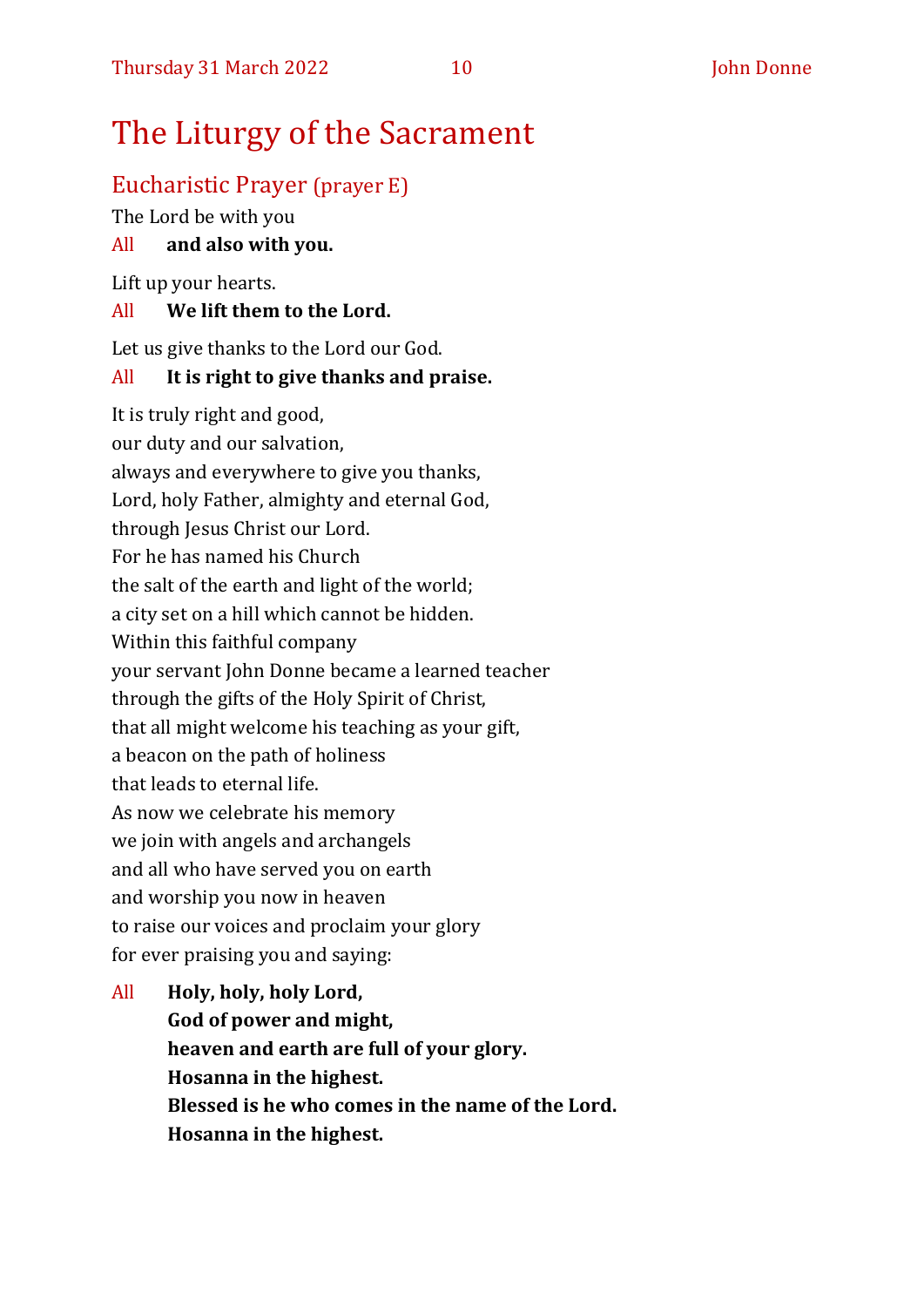# The Liturgy of the Sacrament

## Eucharistic Prayer (prayer E)

The Lord be with you

All **and also with you.**

Lift up your hearts.

All **We lift them to the Lord.**

Let us give thanks to the Lord our God.

All **It is right to give thanks and praise.**

It is truly right and good,
our duty and our salvation,
always and everywhere to give you thanks,
Lord, holy Father, almighty and eternal God,
through Jesus Christ our Lord.
For he has named his Church
the salt of the earth and light of the world;
a city set on a hill which cannot be hidden.
Within this faithful company
your servant John Donne became a learned teacher
through the gifts of the Holy Spirit of Christ,
that all might welcome his teaching as your gift,
a beacon on the path of holiness
that leads to eternal life.
As now we celebrate his memory
we join with angels and archangels
and all who have served you on earth
and worship you now in heaven
to raise our voices and proclaim your glory
for ever praising you and saying:

All **Holy, holy, holy Lord,**
**God of power and might,**
**heaven and earth are full of your glory.**
**Hosanna in the highest.**
**Blessed is he who comes in the name of the Lord.**
**Hosanna in the highest.**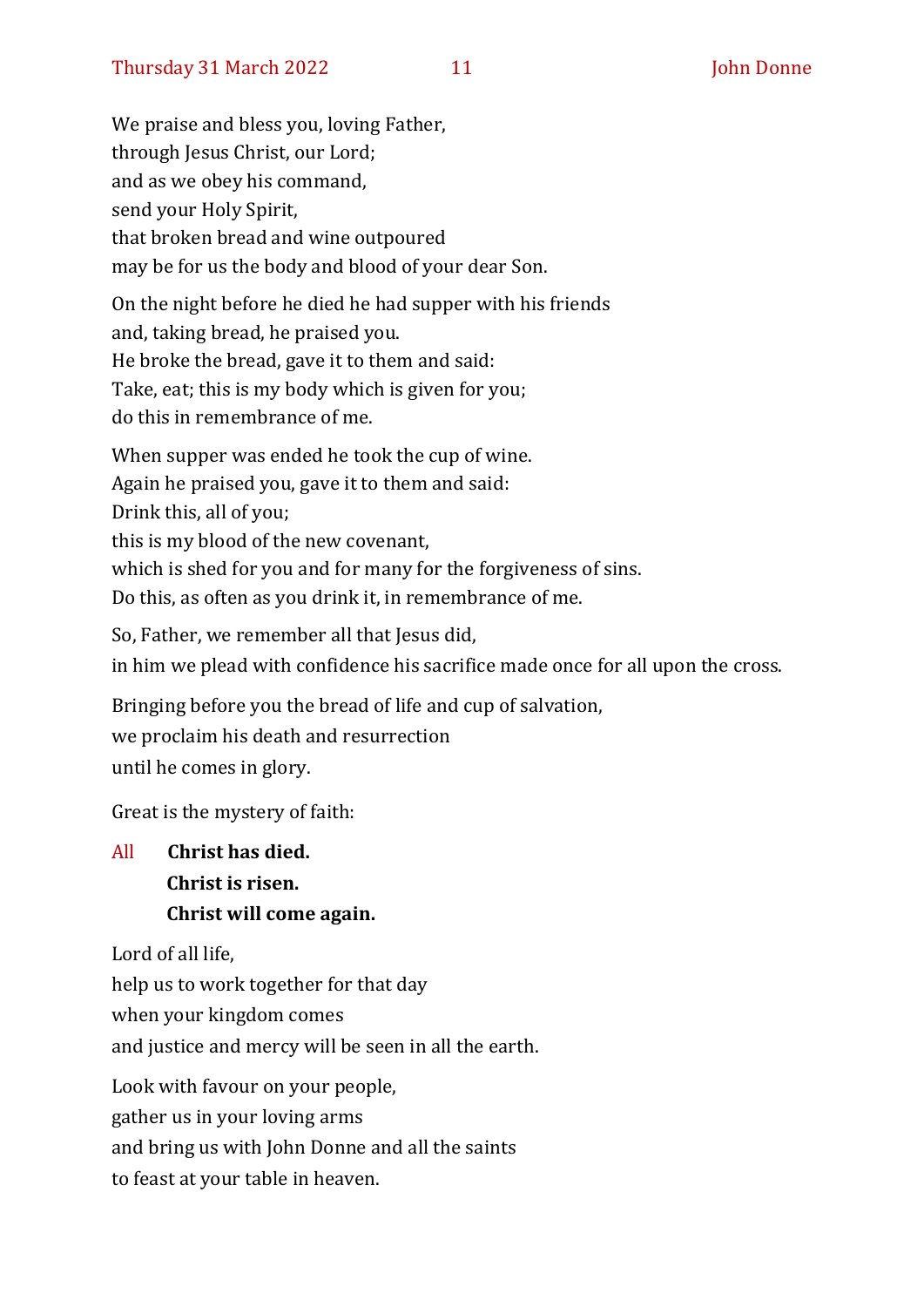We praise and bless you, loving Father,
through Jesus Christ, our Lord;
and as we obey his command,
send your Holy Spirit,
that broken bread and wine outpoured
may be for us the body and blood of your dear Son.

On the night before he died he had supper with his friends
and, taking bread, he praised you.
He broke the bread, gave it to them and said:
Take, eat; this is my body which is given for you;
do this in remembrance of me.

When supper was ended he took the cup of wine.
Again he praised you, gave it to them and said:
Drink this, all of you;
this is my blood of the new covenant,
which is shed for you and for many for the forgiveness of sins.
Do this, as often as you drink it, in remembrance of me.

So, Father, we remember all that Jesus did,
in him we plead with confidence his sacrifice made once for all upon the cross.

Bringing before you the bread of life and cup of salvation,
we proclaim his death and resurrection
until he comes in glory.

Great is the mystery of faith:

All **Christ has died.**
**Christ is risen.**
**Christ will come again.**

Lord of all life,
help us to work together for that day
when your kingdom comes
and justice and mercy will be seen in all the earth.

Look with favour on your people,
gather us in your loving arms
and bring us with John Donne and all the saints
to feast at your table in heaven.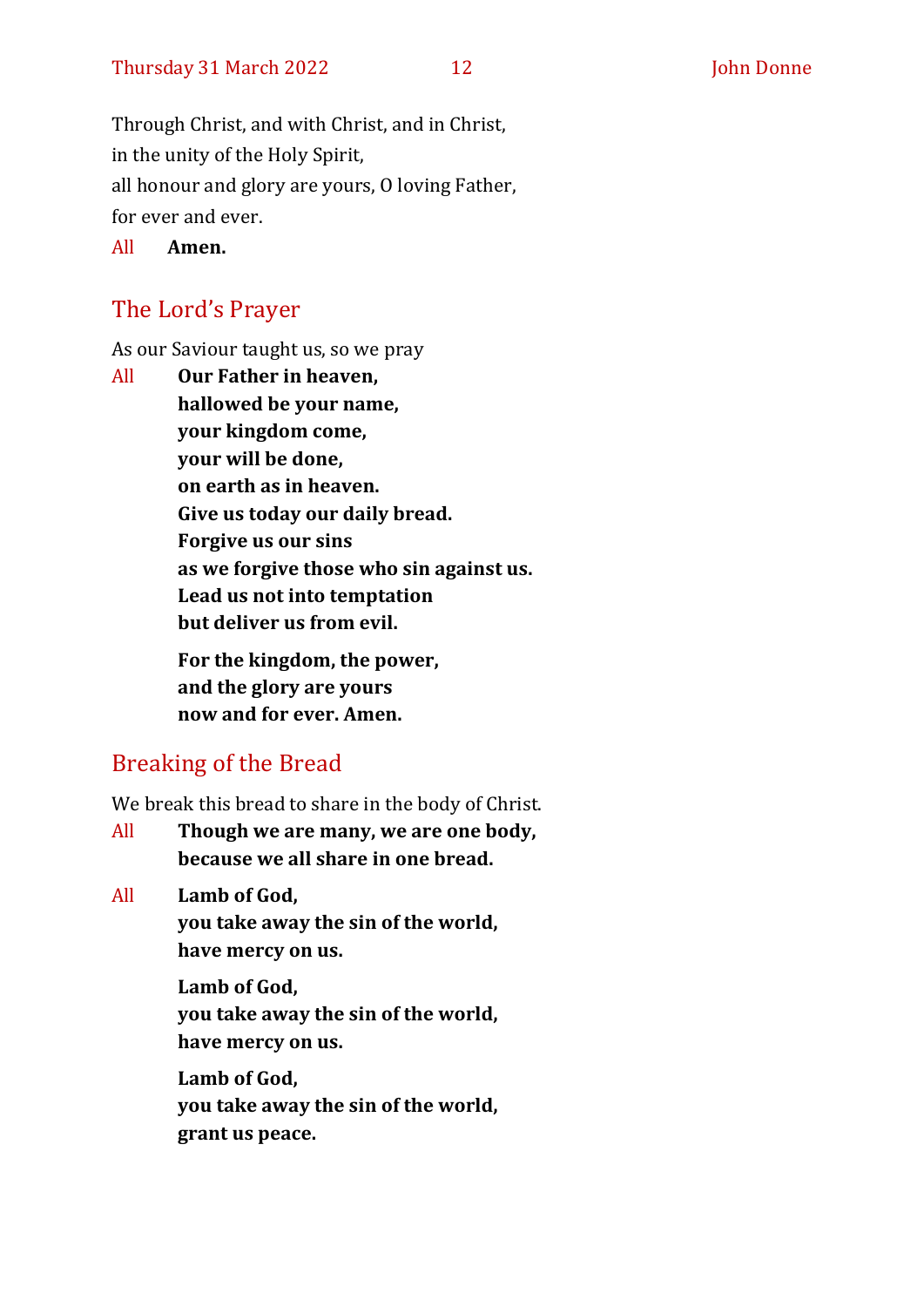Through Christ, and with Christ, and in Christ,  
in the unity of the Holy Spirit,  
all honour and glory are yours, O loving Father,  
for ever and ever.

All **Amen.**

## The Lord's Prayer

As our Saviour taught us, so we pray

All **Our Father in heaven,**  
**hallowed be your name,**  
**your kingdom come,**  
**your will be done,**  
**on earth as in heaven.**  
**Give us today our daily bread.**  
**Forgive us our sins**  
**as we forgive those who sin against us.**  
**Lead us not into temptation**  
**but deliver us from evil.**

**For the kingdom, the power,**  
**and the glory are yours**  
**now and for ever. Amen.**

## Breaking of the Bread

We break this bread to share in the body of Christ.

All **Though we are many, we are one body,**  
**because we all share in one bread.**

All **Lamb of God,**  
**you take away the sin of the world,**  
**have mercy on us.**

**Lamb of God,**  
**you take away the sin of the world,**  
**have mercy on us.**

**Lamb of God,**  
**you take away the sin of the world,**  
**grant us peace.**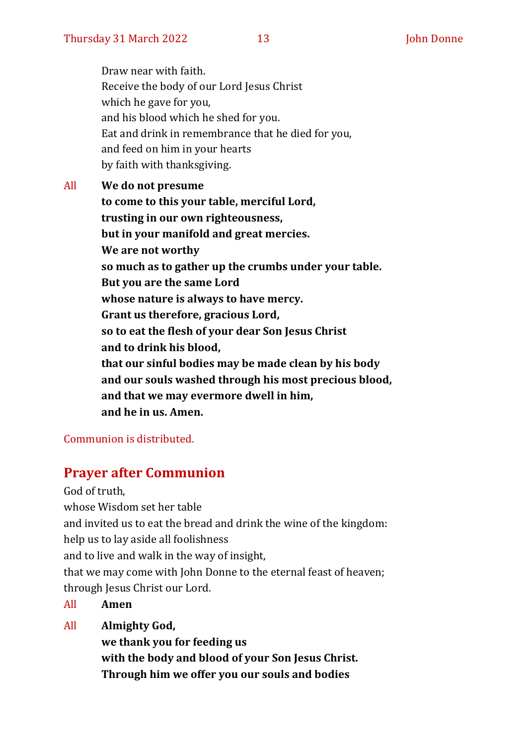Draw near with faith.  
Receive the body of our Lord Jesus Christ  
which he gave for you,  
and his blood which he shed for you.  
Eat and drink in remembrance that he died for you,  
and feed on him in your hearts  
by faith with thanksgiving.

All **We do not presume**  
**to come to this your table, merciful Lord,**  
**trusting in our own righteousness,**  
**but in your manifold and great mercies.**  
**We are not worthy**  
**so much as to gather up the crumbs under your table.**  
**But you are the same Lord**  
**whose nature is always to have mercy.**  
**Grant us therefore, gracious Lord,**  
**so to eat the flesh of your dear Son Jesus Christ**  
**and to drink his blood,**  
**that our sinful bodies may be made clean by his body**  
**and our souls washed through his most precious blood,**  
**and that we may evermore dwell in him,**  
**and he in us. Amen.**

Communion is distributed.

## Prayer after Communion

God of truth,  
whose Wisdom set her table  
and invited us to eat the bread and drink the wine of the kingdom:  
help us to lay aside all foolishness  
and to live and walk in the way of insight,  
that we may come with John Donne to the eternal feast of heaven;  
through Jesus Christ our Lord.

All **Amen**

All **Almighty God,**  
**we thank you for feeding us**  
**with the body and blood of your Son Jesus Christ.**  
**Through him we offer you our souls and bodies**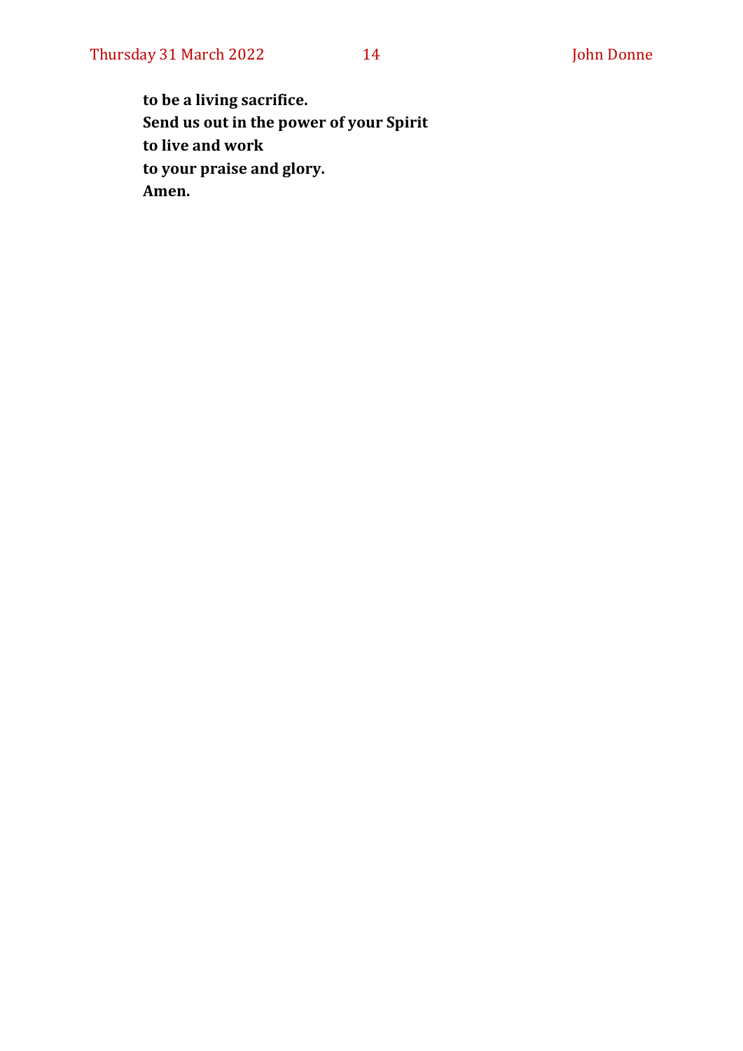**to be a living sacrifice.**
**Send us out in the power of your Spirit**
**to live and work**
**to your praise and glory.**
**Amen.**